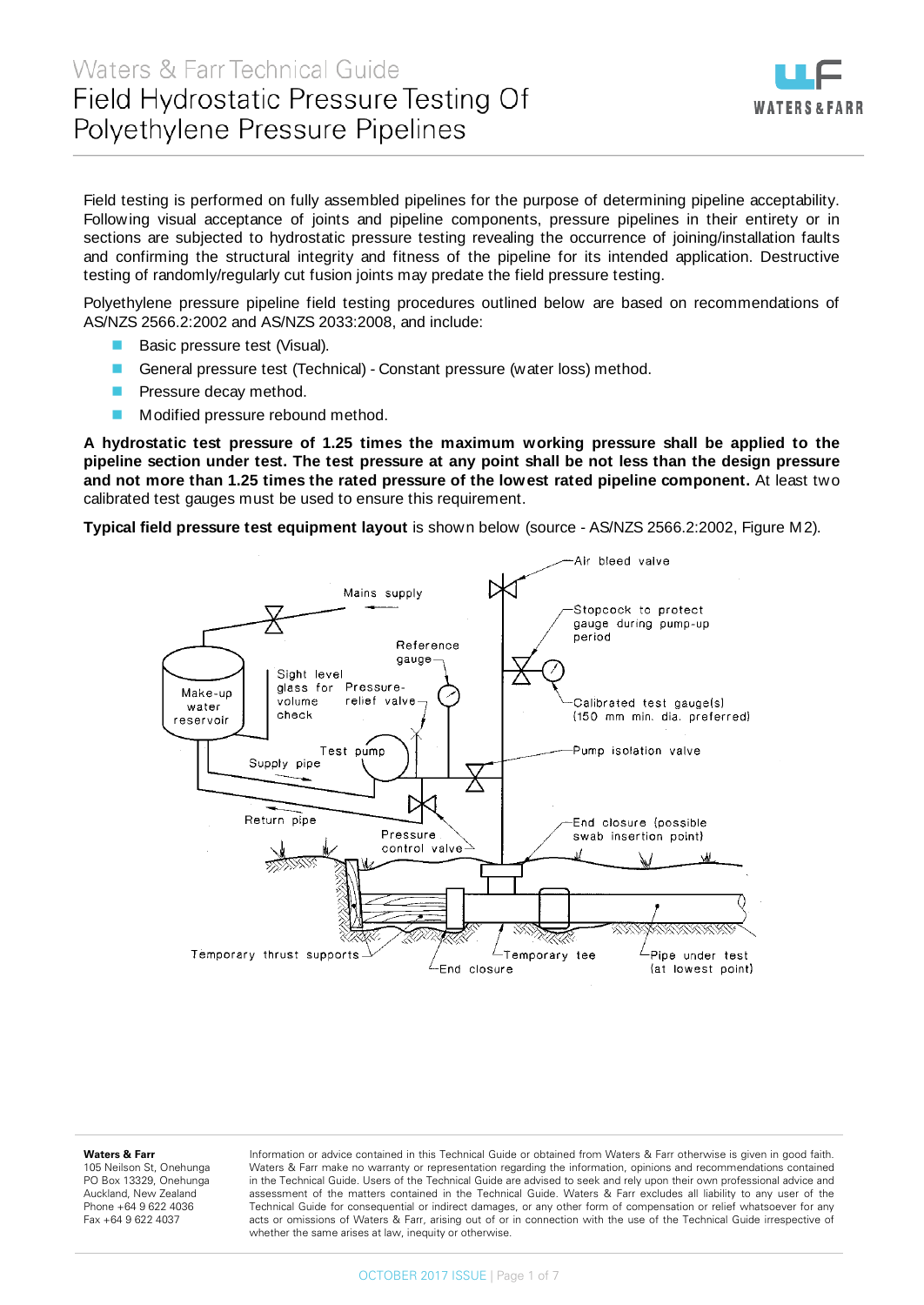# Waters & Farr Technical Guide

# Field Hydrostatic Pressure Testing Of Polyethylene Pressure Pipelines

Field testing is performed on fully assembled pipelines for the purpose of determining pipeline acceptability. Following visual acceptance of joints and pipeline components, pressure pipelines in their entirety or in sections are subjected to hydrostatic pressure testing revealing the occurrence of joining/installation faults and confirming the structural integrity and fitness of the pipeline for its intended application. Destructive testing of randomly/regularly cut fusion joints may predate the field pressure testing.

Polyethylene pressure pipeline field testing procedures outlined below are based on recommendations of AS/NZS 2566.2:2002 and AS/NZS 2033:2008, and include:

- Basic pressure test (Visual).
- General pressure test (Technical) - Constant pressure (water loss) method.
- Pressure decay method.
- Modified pressure rebound method.

**A hydrostatic test pressure of 1.25 times the maximum working pressure shall be applied to the pipeline section under test. The test pressure at any point shall be not less than the design pressure and not more than 1.25 times the rated pressure of the lowest rated pipeline component.** At least two calibrated test gauges must be used to ensure this requirement.

**Typical field pressure test equipment layout** is shown below (source - AS/NZS 2566.2:2002, Figure M2).

Air bleed valve

Mains supply

Stopcock to protect gauge during pump-up period

Reference gauge

Make-up water reservoir

Sight level glass for volume check

Pressure-relief valve

Calibrated test gauge(s) (150 mm min. dia. preferred)

Test pump

Supply pipe

Pump isolation valve

Return pipe

Pressure control valve

End closure (possible swab insertion point)

Temporary thrust supports

Temporary tee

End closure

Pipe under test (at lowest point)

**Waters & Farr**
105 Neilson St, Onehunga
PO Box 13329, Onehunga
Auckland, New Zealand
Phone +64 9 622 4036
Fax +64 9 622 4037

Information or advice contained in this Technical Guide or obtained from Waters & Farr otherwise is given in good faith. Waters & Farr make no warranty or representation regarding the information, opinions and recommendations contained in the Technical Guide. Users of the Technical Guide are advised to seek and rely upon their own professional advice and assessment of the matters contained in the Technical Guide. Waters & Farr excludes all liability to any user of the Technical Guide for consequential or indirect damages, or any other form of compensation or relief whatsoever for any acts or omissions of Waters & Farr, arising out of or in connection with the use of the Technical Guide irrespective of whether the same arises at law, inequity or otherwise.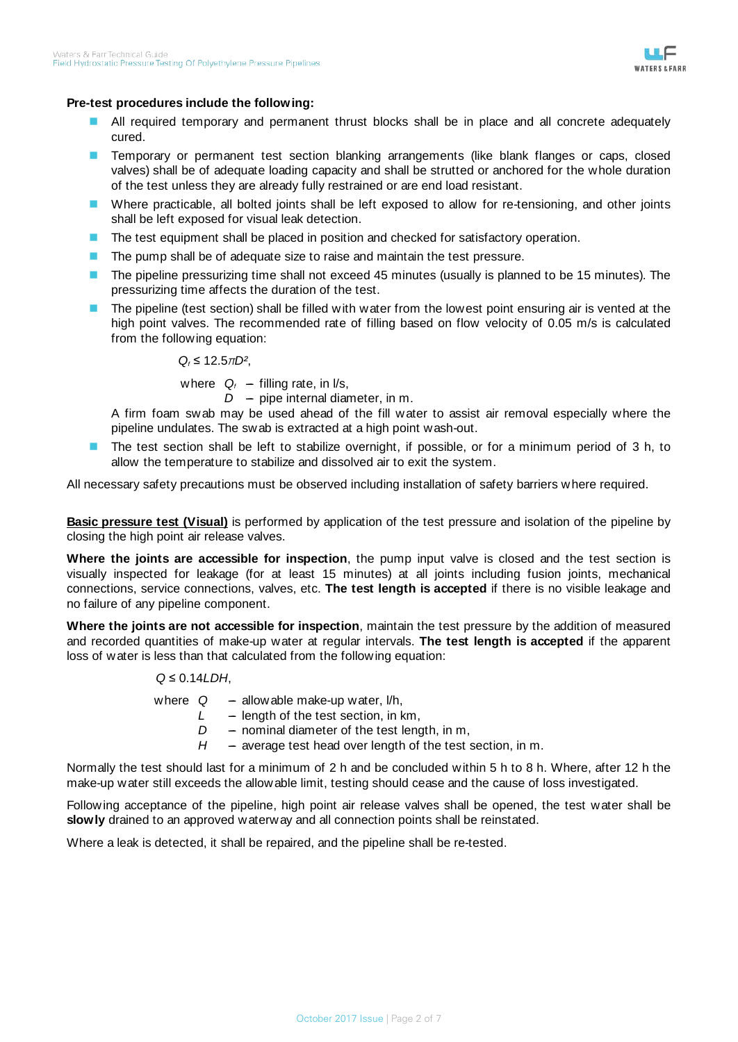**Pre-test procedures include the following:**

- All required temporary and permanent thrust blocks shall be in place and all concrete adequately cured.
- Temporary or permanent test section blanking arrangements (like blank flanges or caps, closed valves) shall be of adequate loading capacity and shall be strutted or anchored for the whole duration of the test unless they are already fully restrained or are end load resistant.
- Where practicable, all bolted joints shall be left exposed to allow for re-tensioning, and other joints shall be left exposed for visual leak detection.
- The test equipment shall be placed in position and checked for satisfactory operation.
- The pump shall be of adequate size to raise and maintain the test pressure.
- The pipeline pressurizing time shall not exceed 45 minutes (usually is planned to be 15 minutes). The pressurizing time affects the duration of the test.
- The pipeline (test section) shall be filled with water from the lowest point ensuring air is vented at the high point valves. The recommended rate of filling based on flow velocity of 0.05 m/s is calculated from the following equation:

  $$Q_f \leq 12.5\pi D^2,$$

  where $Q_f$ – filling rate, in l/s,
  $D$ – pipe internal diameter, in m.

  A firm foam swab may be used ahead of the fill water to assist air removal especially where the pipeline undulates. The swab is extracted at a high point wash-out.
- The test section shall be left to stabilize overnight, if possible, or for a minimum period of 3 h, to allow the temperature to stabilize and dissolved air to exit the system.

All necessary safety precautions must be observed including installation of safety barriers where required.

**Basic pressure test (Visual)** is performed by application of the test pressure and isolation of the pipeline by closing the high point air release valves.

**Where the joints are accessible for inspection**, the pump input valve is closed and the test section is visually inspected for leakage (for at least 15 minutes) at all joints including fusion joints, mechanical connections, service connections, valves, etc. **The test length is accepted** if there is no visible leakage and no failure of any pipeline component.

**Where the joints are not accessible for inspection**, maintain the test pressure by the addition of measured and recorded quantities of make-up water at regular intervals. **The test length is accepted** if the apparent loss of water is less than that calculated from the following equation:

$$Q \leq 0.14LDH,$$

where $Q$ – allowable make-up water, l/h,
$L$ – length of the test section, in km,
$D$ – nominal diameter of the test length, in m,
$H$ – average test head over length of the test section, in m.

Normally the test should last for a minimum of 2 h and be concluded within 5 h to 8 h. Where, after 12 h the make-up water still exceeds the allowable limit, testing should cease and the cause of loss investigated.

Following acceptance of the pipeline, high point air release valves shall be opened, the test water shall be **slowly** drained to an approved waterway and all connection points shall be reinstated.

Where a leak is detected, it shall be repaired, and the pipeline shall be re-tested.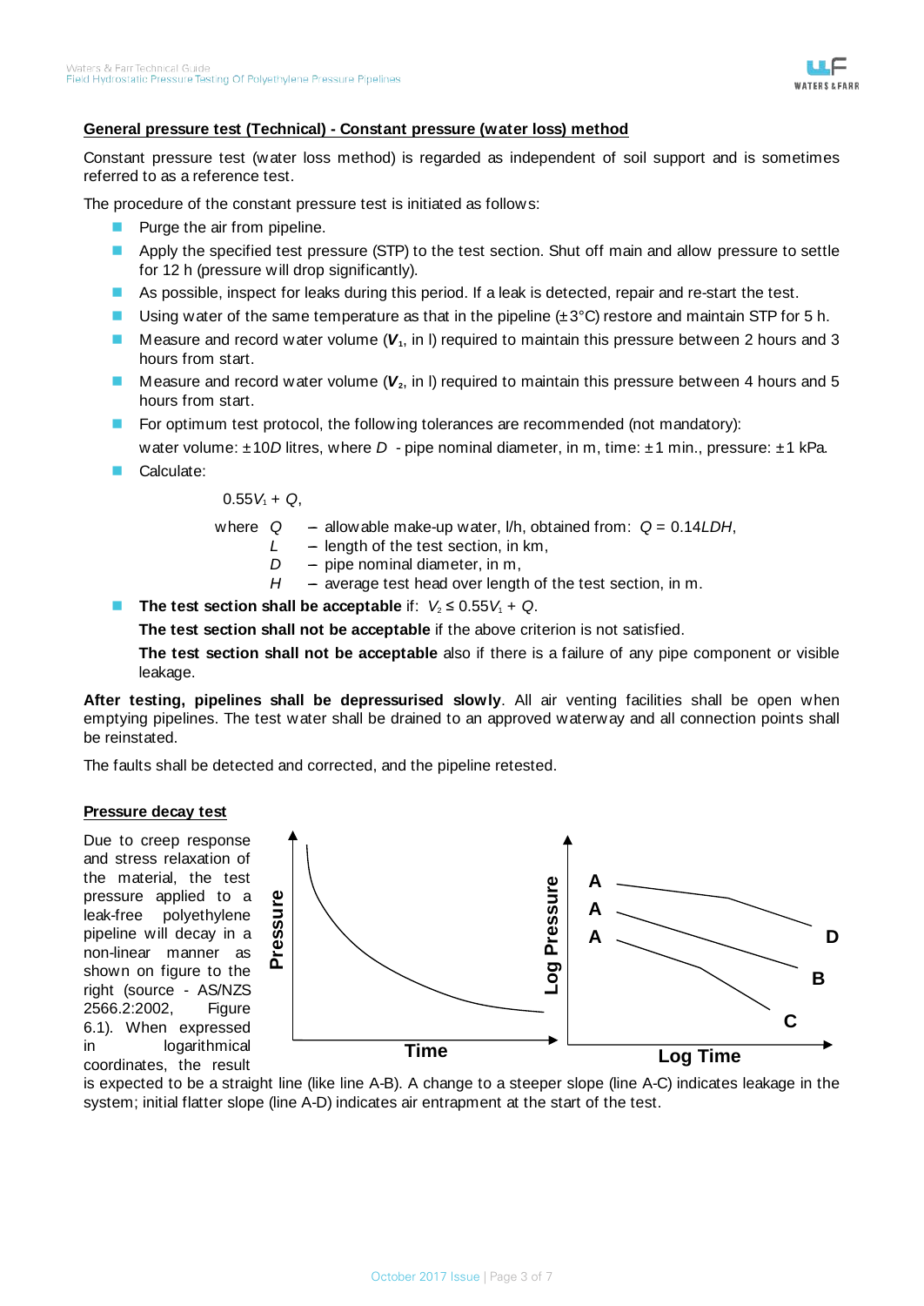## General pressure test (Technical) - Constant pressure (water loss) method

Constant pressure test (water loss method) is regarded as independent of soil support and is sometimes referred to as a reference test.

The procedure of the constant pressure test is initiated as follows:

- Purge the air from pipeline.
- Apply the specified test pressure (STP) to the test section. Shut off main and allow pressure to settle for 12 h (pressure will drop significantly).
- As possible, inspect for leaks during this period. If a leak is detected, repair and re-start the test.
- Using water of the same temperature as that in the pipeline (±3°C) restore and maintain STP for 5 h.
- Measure and record water volume ($V_1$, in l) required to maintain this pressure between 2 hours and 3 hours from start.
- Measure and record water volume ($V_2$, in l) required to maintain this pressure between 4 hours and 5 hours from start.
- For optimum test protocol, the following tolerances are recommended (not mandatory):

  water volume: ±10$D$ litres, where $D$ - pipe nominal diameter, in m, time: ±1 min., pressure: ±1 kPa.
- Calculate:

  $0.55V_1 + Q$,

  where $Q$ – allowable make-up water, l/h, obtained from: $Q = 0.14LDH$,
  $L$ – length of the test section, in km,
  $D$ – pipe nominal diameter, in m,
  $H$ – average test head over length of the test section, in m.
- **The test section shall be acceptable** if: $V_2 \leq 0.55V_1 + Q$.

  **The test section shall not be acceptable** if the above criterion is not satisfied.

  **The test section shall not be acceptable** also if there is a failure of any pipe component or visible leakage.

**After testing, pipelines shall be depressurised slowly**. All air venting facilities shall be open when emptying pipelines. The test water shall be drained to an approved waterway and all connection points shall be reinstated.

The faults shall be detected and corrected, and the pipeline retested.

## Pressure decay test

Due to creep response and stress relaxation of the material, the test pressure applied to a leak-free polyethylene pipeline will decay in a non-linear manner as shown on figure to the right (source - AS/NZS 2566.2:2002, Figure 6.1). When expressed in logarithmical coordinates, the result is expected to be a straight line (like line A-B). A change to a steeper slope (line A-C) indicates leakage in the system; initial flatter slope (line A-D) indicates air entrapment at the start of the test.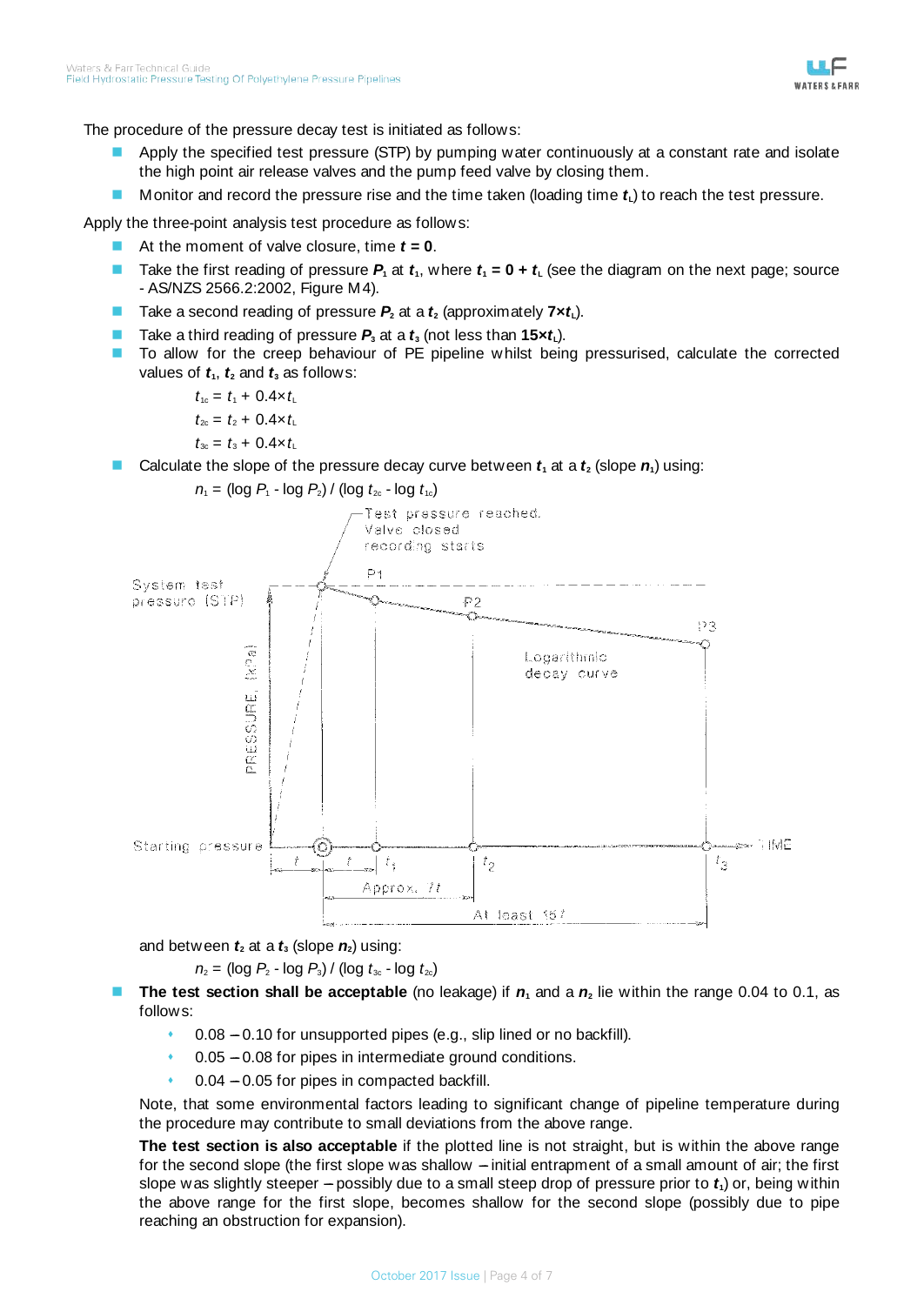The procedure of the pressure decay test is initiated as follows:

- Apply the specified test pressure (STP) by pumping water continuously at a constant rate and isolate the high point air release valves and the pump feed valve by closing them.
- Monitor and record the pressure rise and the time taken (loading time $t_L$) to reach the test pressure.

Apply the three-point analysis test procedure as follows:

- At the moment of valve closure, time $t = 0$.
- Take the first reading of pressure $P_1$ at $t_1$, where $t_1 = 0 + t_L$ (see the diagram on the next page; source - AS/NZS 2566.2:2002, Figure M4).
- Take a second reading of pressure $P_2$ at a $t_2$ (approximately $7 \times t_L$).
- Take a third reading of pressure $P_3$ at a $t_3$ (not less than $15 \times t_L$).
- To allow for the creep behaviour of PE pipeline whilst being pressurised, calculate the corrected values of $t_1$, $t_2$ and $t_3$ as follows:

  $t_{1c} = t_1 + 0.4 \times t_L$

  $t_{2c} = t_2 + 0.4 \times t_L$

  $t_{3c} = t_3 + 0.4 \times t_L$

- Calculate the slope of the pressure decay curve between $t_1$ at a $t_2$ (slope $n_1$) using:

  $n_1 = (\log P_1 - \log P_2) / (\log t_{2c} - \log t_{1c})$

  and between $t_2$ at a $t_3$ (slope $n_2$) using:

  $n_2 = (\log P_2 - \log P_3) / (\log t_{3c} - \log t_{2c})$

- **The test section shall be acceptable** (no leakage) if $n_1$ and a $n_2$ lie within the range 0.04 to 0.1, as follows:
  - 0.08 – 0.10 for unsupported pipes (e.g., slip lined or no backfill).
  - 0.05 – 0.08 for pipes in intermediate ground conditions.
  - 0.04 – 0.05 for pipes in compacted backfill.

  Note, that some environmental factors leading to significant change of pipeline temperature during the procedure may contribute to small deviations from the above range.

  **The test section is also acceptable** if the plotted line is not straight, but is within the above range for the second slope (the first slope was shallow – initial entrapment of a small amount of air; the first slope was slightly steeper – possibly due to a small steep drop of pressure prior to $t_1$) or, being within the above range for the first slope, becomes shallow for the second slope (possibly due to pipe reaching an obstruction for expansion).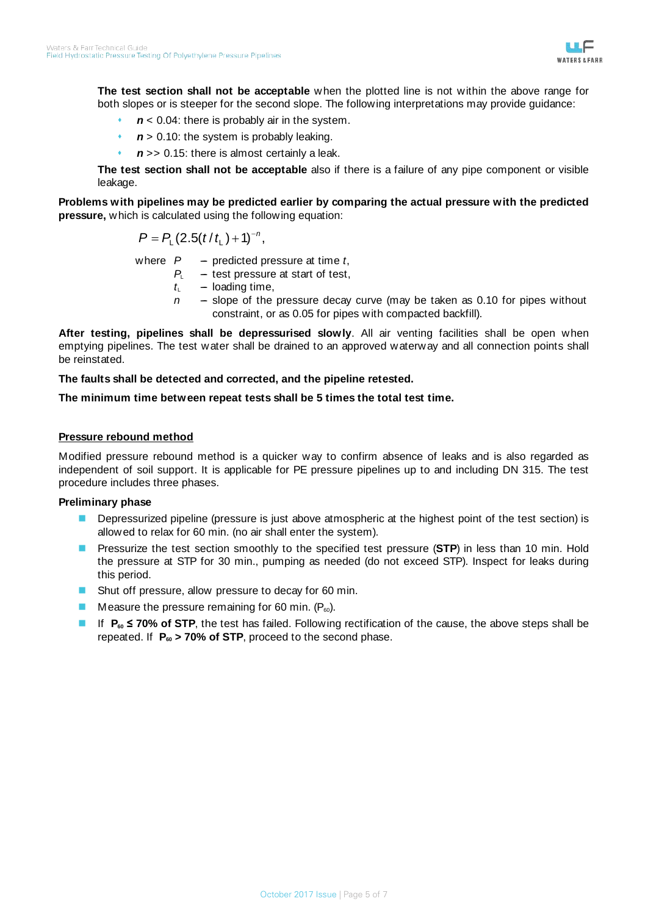**The test section shall not be acceptable** when the plotted line is not within the above range for both slopes or is steeper for the second slope. The following interpretations may provide guidance:

- ***n*** < 0.04: there is probably air in the system.
- ***n*** > 0.10: the system is probably leaking.
- ***n*** >> 0.15: there is almost certainly a leak.

**The test section shall not be acceptable** also if there is a failure of any pipe component or visible leakage.

**Problems with pipelines may be predicted earlier by comparing the actual pressure with the predicted pressure,** which is calculated using the following equation:

$$P = P_L(2.5(t/t_L) + 1)^{-n},$$

where $P$ – predicted pressure at time $t$,
$P_L$ – test pressure at start of test,
$t_L$ – loading time,
$n$ – slope of the pressure decay curve (may be taken as 0.10 for pipes without constraint, or as 0.05 for pipes with compacted backfill).

**After testing, pipelines shall be depressurised slowly**. All air venting facilities shall be open when emptying pipelines. The test water shall be drained to an approved waterway and all connection points shall be reinstated.

**The faults shall be detected and corrected, and the pipeline retested.**

**The minimum time between repeat tests shall be 5 times the total test time.**

<u>**Pressure rebound method**</u>

Modified pressure rebound method is a quicker way to confirm absence of leaks and is also regarded as independent of soil support. It is applicable for PE pressure pipelines up to and including DN 315. The test procedure includes three phases.

**Preliminary phase**

- Depressurized pipeline (pressure is just above atmospheric at the highest point of the test section) is allowed to relax for 60 min. (no air shall enter the system).
- Pressurize the test section smoothly to the specified test pressure (**STP**) in less than 10 min. Hold the pressure at STP for 30 min., pumping as needed (do not exceed STP). Inspect for leaks during this period.
- Shut off pressure, allow pressure to decay for 60 min.
- Measure the pressure remaining for 60 min. ($P_{60}$).
- If **$P_{60}$ ≤ 70% of STP**, the test has failed. Following rectification of the cause, the above steps shall be repeated. If **$P_{60}$ > 70% of STP**, proceed to the second phase.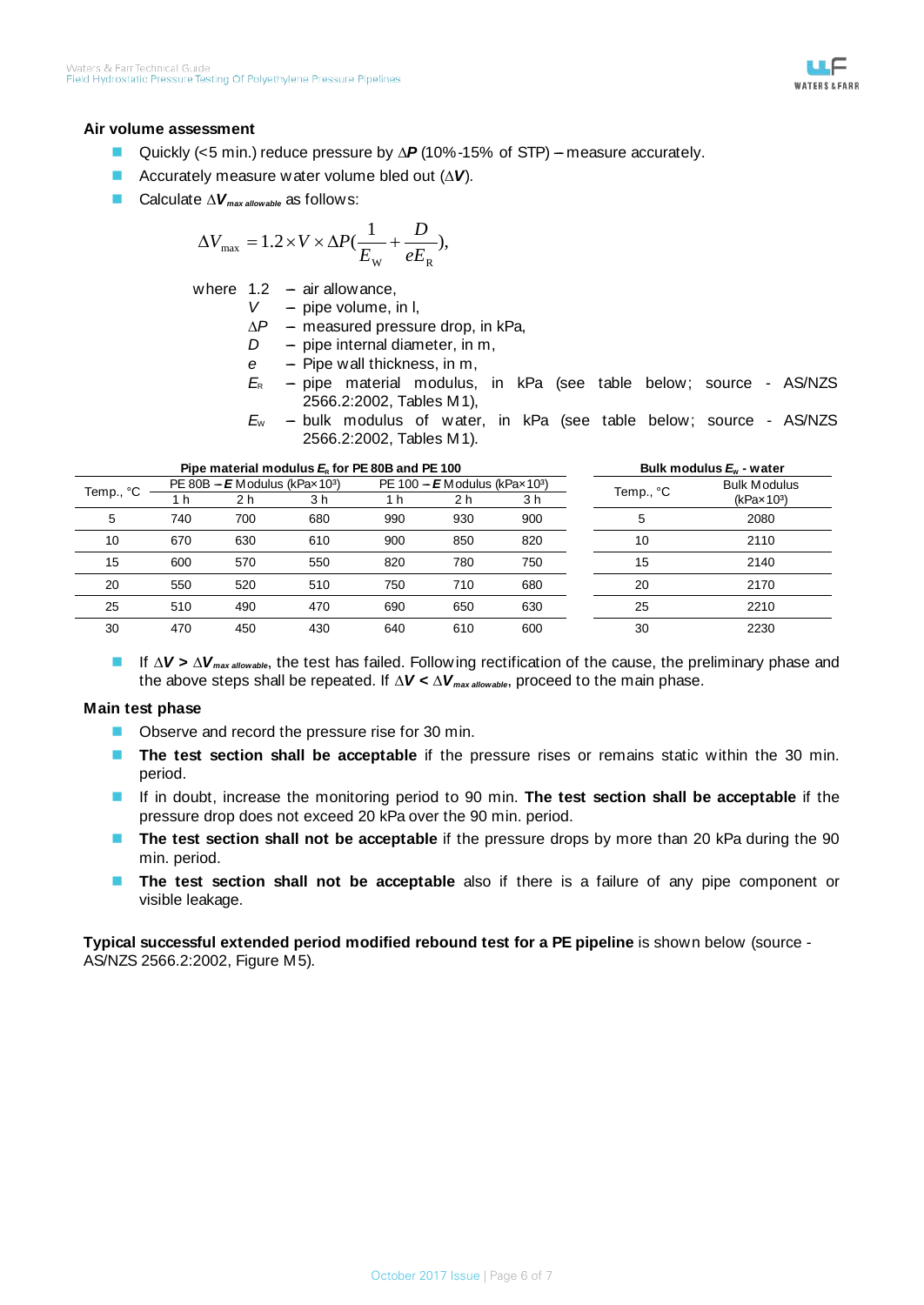**Air volume assessment**

- Quickly (<5 min.) reduce pressure by $\Delta \boldsymbol{P}$ (10%-15% of STP) – measure accurately.
- Accurately measure water volume bled out ($\Delta \boldsymbol{V}$).
- Calculate $\Delta \boldsymbol{V}_{max\ allowable}$ as follows:

$$\Delta V_{\max} = 1.2 \times V \times \Delta P\left(\frac{1}{E_{\mathrm{W}}} + \frac{D}{eE_{\mathrm{R}}}\right),$$

where 1.2 – air allowance,
$V$ – pipe volume, in l,
$\Delta P$ – measured pressure drop, in kPa,
$D$ – pipe internal diameter, in m,
$e$ – Pipe wall thickness, in m,
$E_R$ – pipe material modulus, in kPa (see table below; source - AS/NZS 2566.2:2002, Tables M1),
$E_W$ – bulk modulus of water, in kPa (see table below; source - AS/NZS 2566.2:2002, Tables M1).

**Pipe material modulus $E_R$ for PE 80B and PE 100**

| Temp., °C | PE 80B – ***E*** Modulus (kPa×10³) | | | PE 100 – ***E*** Modulus (kPa×10³) | | |
|---|---|---|---|---|---|---|
| | 1 h | 2 h | 3 h | 1 h | 2 h | 3 h |
| 5 | 740 | 700 | 680 | 990 | 930 | 900 |
| 10 | 670 | 630 | 610 | 900 | 850 | 820 |
| 15 | 600 | 570 | 550 | 820 | 780 | 750 |
| 20 | 550 | 520 | 510 | 750 | 710 | 680 |
| 25 | 510 | 490 | 470 | 690 | 650 | 630 |
| 30 | 470 | 450 | 430 | 640 | 610 | 600 |

**Bulk modulus $E_w$ - water**

| Temp., °C | Bulk Modulus (kPa×10³) |
|---|---|
| 5 | 2080 |
| 10 | 2110 |
| 15 | 2140 |
| 20 | 2170 |
| 25 | 2210 |
| 30 | 2230 |

- If $\Delta \boldsymbol{V} > \Delta \boldsymbol{V}_{max\ allowable}$, the test has failed. Following rectification of the cause, the preliminary phase and the above steps shall be repeated. If $\Delta \boldsymbol{V} < \Delta \boldsymbol{V}_{max\ allowable}$, proceed to the main phase.

**Main test phase**

- Observe and record the pressure rise for 30 min.
- **The test section shall be acceptable** if the pressure rises or remains static within the 30 min. period.
- If in doubt, increase the monitoring period to 90 min. **The test section shall be acceptable** if the pressure drop does not exceed 20 kPa over the 90 min. period.
- **The test section shall not be acceptable** if the pressure drops by more than 20 kPa during the 90 min. period.
- **The test section shall not be acceptable** also if there is a failure of any pipe component or visible leakage.

**Typical successful extended period modified rebound test for a PE pipeline** is shown below (source - AS/NZS 2566.2:2002, Figure M5).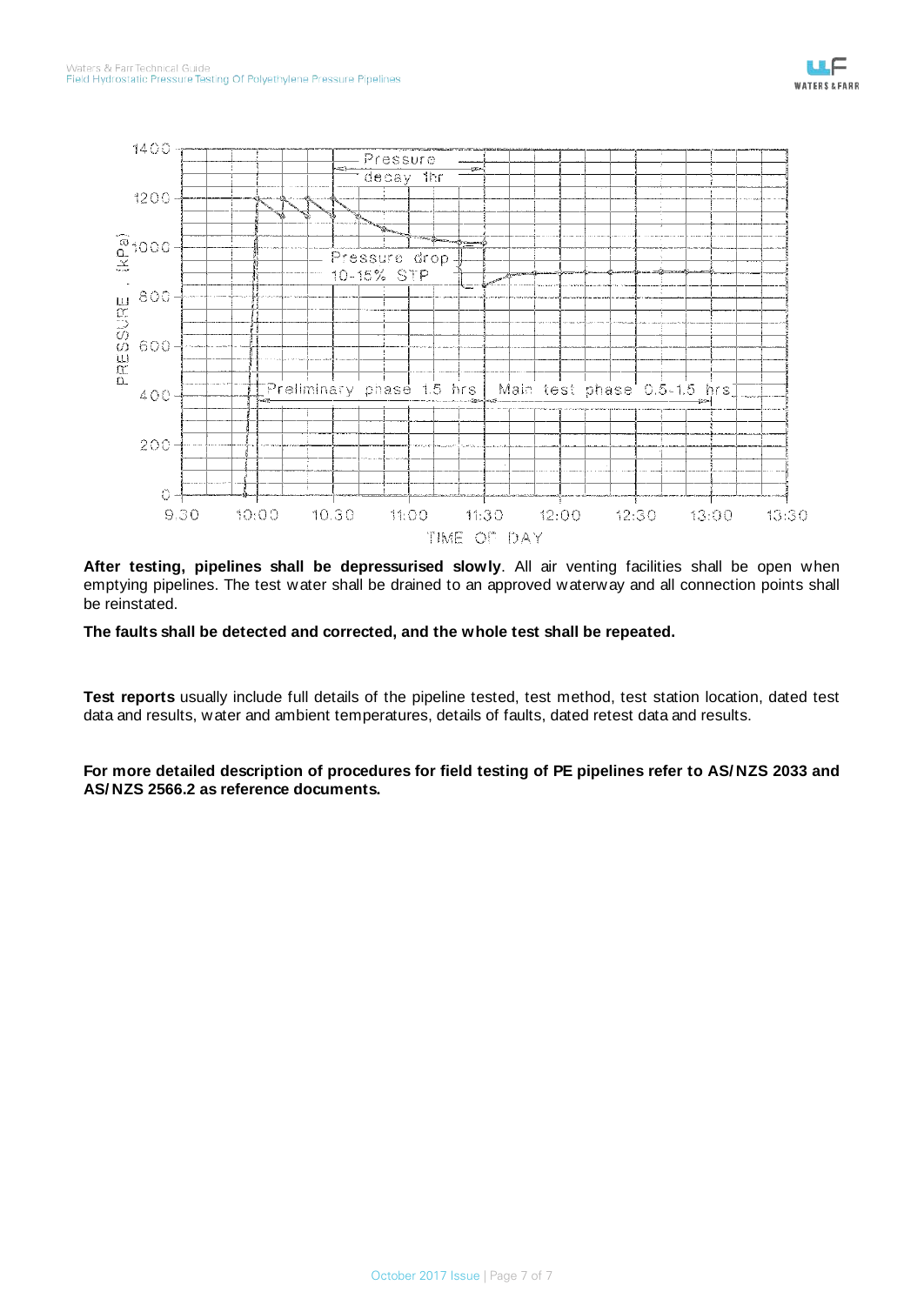1400

1200

1000

800

600

400

200

0

PRESSURE , (kPa)

Pressure decay 1hr

Pressure drop 10-15% STP

Preliminary phase 1.5 hrs

Main test phase 0.5-1.5 hrs

9:30 10:00 10:30 11:00 11:30 12:00 12:30 13:00 13:30

TIME OF DAY

**After testing, pipelines shall be depressurised slowly**. All air venting facilities shall be open when emptying pipelines. The test water shall be drained to an approved waterway and all connection points shall be reinstated.

**The faults shall be detected and corrected, and the whole test shall be repeated.**

**Test reports** usually include full details of the pipeline tested, test method, test station location, dated test data and results, water and ambient temperatures, details of faults, dated retest data and results.

**For more detailed description of procedures for field testing of PE pipelines refer to AS/NZS 2033 and AS/NZS 2566.2 as reference documents.**